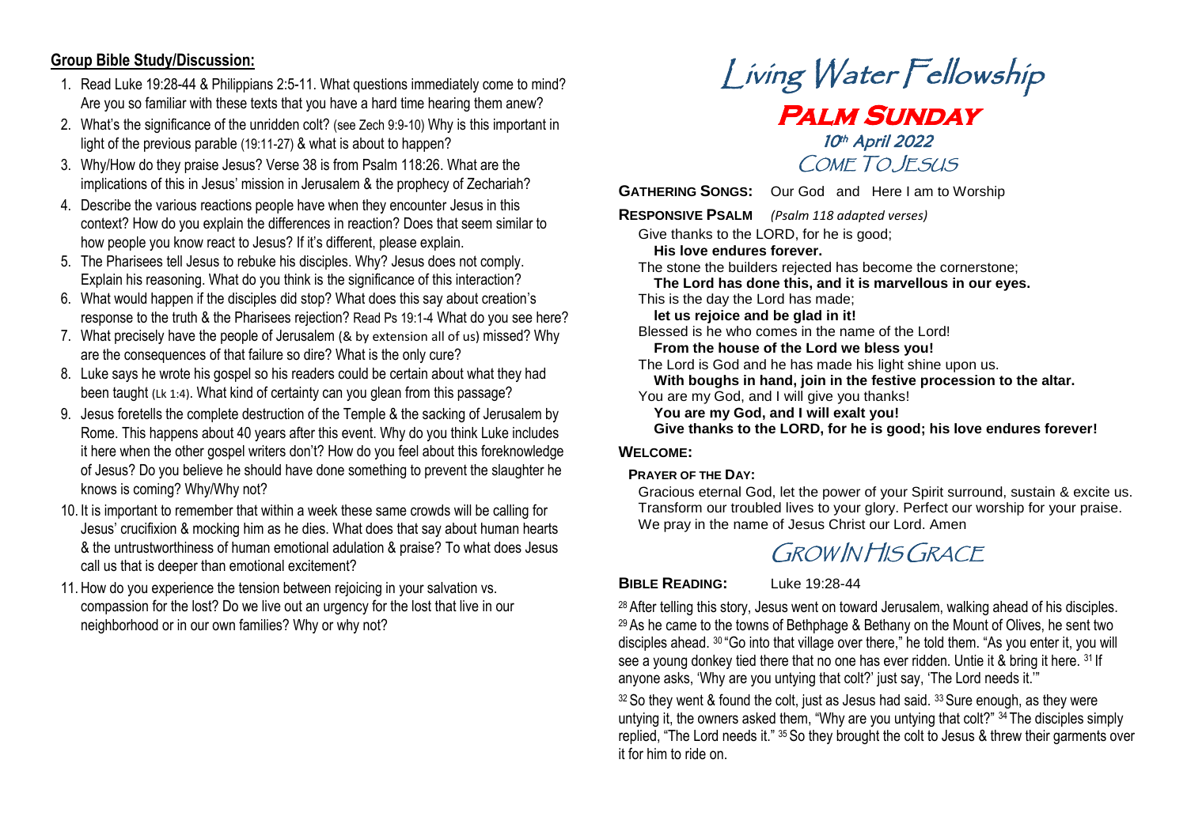## Group Bible Study/Discussion:

1. Read Luke 19:28-44 & Philippians 2:5-11. What questions immediately come to mind? Are you so familiar with these texts that you have a hard time hearing them anew?
2. What's the significance of the unridden colt? (see Zech 9:9-10) Why is this important in light of the previous parable (19:11-27) & what is about to happen?
3. Why/How do they praise Jesus? Verse 38 is from Psalm 118:26. What are the implications of this in Jesus' mission in Jerusalem & the prophecy of Zechariah?
4. Describe the various reactions people have when they encounter Jesus in this context? How do you explain the differences in reaction? Does that seem similar to how people you know react to Jesus? If it's different, please explain.
5. The Pharisees tell Jesus to rebuke his disciples. Why? Jesus does not comply. Explain his reasoning. What do you think is the significance of this interaction?
6. What would happen if the disciples did stop? What does this say about creation's response to the truth & the Pharisees rejection? Read Ps 19:1-4 What do you see here?
7. What precisely have the people of Jerusalem (& by extension all of us) missed? Why are the consequences of that failure so dire? What is the only cure?
8. Luke says he wrote his gospel so his readers could be certain about what they had been taught (Lk 1:4). What kind of certainty can you glean from this passage?
9. Jesus foretells the complete destruction of the Temple & the sacking of Jerusalem by Rome. This happens about 40 years after this event. Why do you think Luke includes it here when the other gospel writers don't? How do you feel about this foreknowledge of Jesus? Do you believe he should have done something to prevent the slaughter he knows is coming? Why/Why not?
10. It is important to remember that within a week these same crowds will be calling for Jesus' crucifixion & mocking him as he dies. What does that say about human hearts & the untrustworthiness of human emotional adulation & praise? To what does Jesus call us that is deeper than emotional excitement?
11. How do you experience the tension between rejoicing in your salvation vs. compassion for the lost? Do we live out an urgency for the lost that live in our neighborhood or in our own families? Why or why not?

# Living Water Fellowship

## Palm Sunday

### 10th April 2022

## Come To Jesus

**GATHERING SONGS:** Our God and Here I am to Worship

**RESPONSIVE PSALM** *(Psalm 118 adapted verses)*

Give thanks to the LORD, for he is good;
**His love endures forever.**
The stone the builders rejected has become the cornerstone;
**The Lord has done this, and it is marvellous in our eyes.**
This is the day the Lord has made;
**let us rejoice and be glad in it!**
Blessed is he who comes in the name of the Lord!
**From the house of the Lord we bless you!**
The Lord is God and he has made his light shine upon us.
**With boughs in hand, join in the festive procession to the altar.**
You are my God, and I will give you thanks!
**You are my God, and I will exalt you!**
**Give thanks to the LORD, for he is good; his love endures forever!**

**WELCOME:**

**PRAYER OF THE DAY:**

Gracious eternal God, let the power of your Spirit surround, sustain & excite us. Transform our troubled lives to your glory. Perfect our worship for your praise. We pray in the name of Jesus Christ our Lord. Amen

## Grow In His Grace

**BIBLE READING:** Luke 19:28-44

28 After telling this story, Jesus went on toward Jerusalem, walking ahead of his disciples. 29 As he came to the towns of Bethphage & Bethany on the Mount of Olives, he sent two disciples ahead. 30 "Go into that village over there," he told them. "As you enter it, you will see a young donkey tied there that no one has ever ridden. Untie it & bring it here. 31 If anyone asks, 'Why are you untying that colt?' just say, 'The Lord needs it.'"

32 So they went & found the colt, just as Jesus had said. 33 Sure enough, as they were untying it, the owners asked them, "Why are you untying that colt?" 34 The disciples simply replied, "The Lord needs it." 35 So they brought the colt to Jesus & threw their garments over it for him to ride on.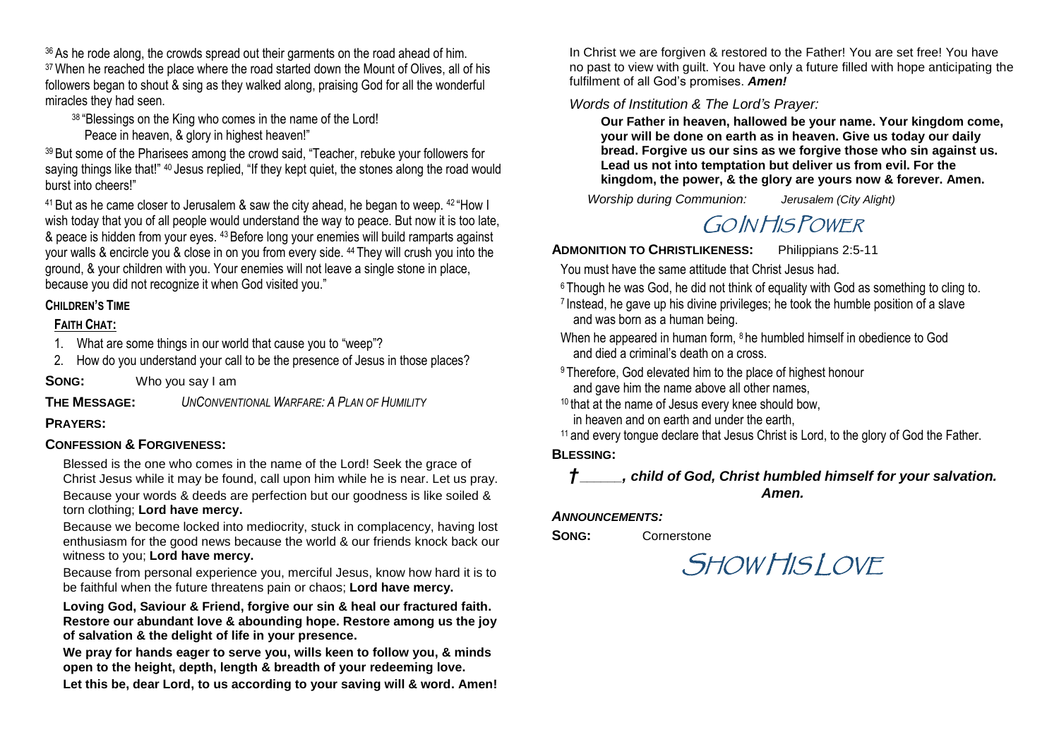[36] As he rode along, the crowds spread out their garments on the road ahead of him. [37] When he reached the place where the road started down the Mount of Olives, all of his followers began to shout & sing as they walked along, praising God for all the wonderful miracles they had seen.

> [38] "Blessings on the King who comes in the name of the Lord!
> Peace in heaven, & glory in highest heaven!"

[39] But some of the Pharisees among the crowd said, "Teacher, rebuke your followers for saying things like that!" [40] Jesus replied, "If they kept quiet, the stones along the road would burst into cheers!"

[41] But as he came closer to Jerusalem & saw the city ahead, he began to weep. [42] "How I wish today that you of all people would understand the way to peace. But now it is too late, & peace is hidden from your eyes. [43] Before long your enemies will build ramparts against your walls & encircle you & close in on you from every side. [44] They will crush you into the ground, & your children with you. Your enemies will not leave a single stone in place, because you did not recognize it when God visited you."

**CHILDREN'S TIME**

**FAITH CHAT:**

1. What are some things in our world that cause you to "weep"?
2. How do you understand your call to be the presence of Jesus in those places?

**SONG:** Who you say I am

**THE MESSAGE:** *UNCONVENTIONAL WARFARE: A PLAN OF HUMILITY*

**PRAYERS:**

**CONFESSION & FORGIVENESS:**

Blessed is the one who comes in the name of the Lord! Seek the grace of Christ Jesus while it may be found, call upon him while he is near. Let us pray.

Because your words & deeds are perfection but our goodness is like soiled & torn clothing; **Lord have mercy.**

Because we become locked into mediocrity, stuck in complacency, having lost enthusiasm for the good news because the world & our friends knock back our witness to you; **Lord have mercy.**

Because from personal experience you, merciful Jesus, know how hard it is to be faithful when the future threatens pain or chaos; **Lord have mercy.**

**Loving God, Saviour & Friend, forgive our sin & heal our fractured faith. Restore our abundant love & abounding hope. Restore among us the joy of salvation & the delight of life in your presence.**

**We pray for hands eager to serve you, wills keen to follow you, & minds open to the height, depth, length & breadth of your redeeming love.**

**Let this be, dear Lord, to us according to your saving will & word. Amen!**

In Christ we are forgiven & restored to the Father! You are set free! You have no past to view with guilt. You have only a future filled with hope anticipating the fulfilment of all God's promises. ***Amen!***

*Words of Institution & The Lord's Prayer:*

**Our Father in heaven, hallowed be your name. Your kingdom come, your will be done on earth as in heaven. Give us today our daily bread. Forgive us our sins as we forgive those who sin against us. Lead us not into temptation but deliver us from evil. For the kingdom, the power, & the glory are yours now & forever. Amen.**

*Worship during Communion:* *Jerusalem (City Alight)*

## GO IN HIS POWER

**ADMONITION TO CHRISTLIKENESS:** Philippians 2:5-11

You must have the same attitude that Christ Jesus had.

[6] Though he was God, he did not think of equality with God as something to cling to.
[7] Instead, he gave up his divine privileges; he took the humble position of a slave and was born as a human being.
When he appeared in human form, [8] he humbled himself in obedience to God and died a criminal's death on a cross.
[9] Therefore, God elevated him to the place of highest honour and gave him the name above all other names,
[10] that at the name of Jesus every knee should bow, in heaven and on earth and under the earth,
[11] and every tongue declare that Jesus Christ is Lord, to the glory of God the Father.

**BLESSING:**

***† _____, child of God, Christ humbled himself for your salvation. Amen.***

***ANNOUNCEMENTS:***

**SONG:** Cornerstone

## SHOW HIS LOVE